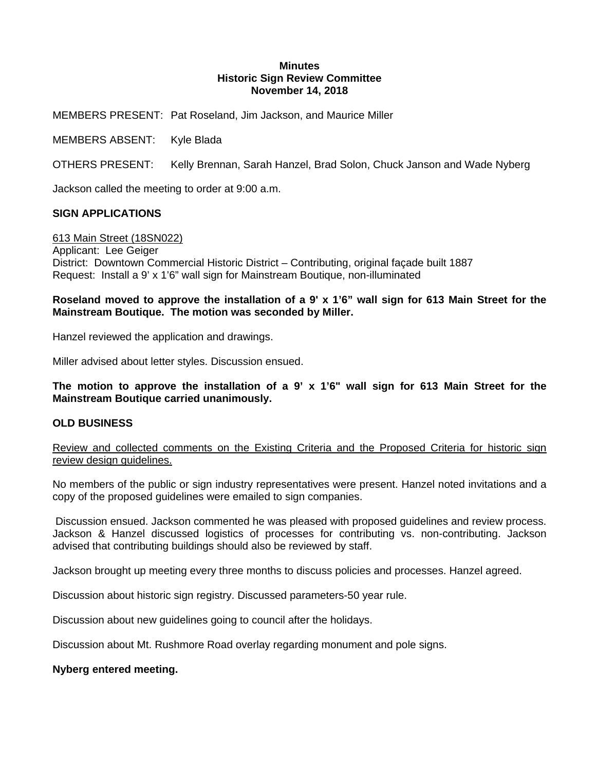**Minutes**
**Historic Sign Review Committee**
**November 14, 2018**

MEMBERS PRESENT: Pat Roseland, Jim Jackson, and Maurice Miller

MEMBERS ABSENT: Kyle Blada

OTHERS PRESENT: Kelly Brennan, Sarah Hanzel, Brad Solon, Chuck Janson and Wade Nyberg

Jackson called the meeting to order at 9:00 a.m.

## SIGN APPLICATIONS

613 Main Street (18SN022)
Applicant: Lee Geiger
District: Downtown Commercial Historic District – Contributing, original façade built 1887
Request: Install a 9' x 1'6" wall sign for Mainstream Boutique, non-illuminated

**Roseland moved to approve the installation of a 9' x 1'6" wall sign for 613 Main Street for the Mainstream Boutique. The motion was seconded by Miller.**

Hanzel reviewed the application and drawings.

Miller advised about letter styles. Discussion ensued.

**The motion to approve the installation of a 9' x 1'6" wall sign for 613 Main Street for the Mainstream Boutique carried unanimously.**

## OLD BUSINESS

Review and collected comments on the Existing Criteria and the Proposed Criteria for historic sign review design guidelines.

No members of the public or sign industry representatives were present. Hanzel noted invitations and a copy of the proposed guidelines were emailed to sign companies.

Discussion ensued. Jackson commented he was pleased with proposed guidelines and review process. Jackson & Hanzel discussed logistics of processes for contributing vs. non-contributing. Jackson advised that contributing buildings should also be reviewed by staff.

Jackson brought up meeting every three months to discuss policies and processes. Hanzel agreed.

Discussion about historic sign registry. Discussed parameters-50 year rule.

Discussion about new guidelines going to council after the holidays.

Discussion about Mt. Rushmore Road overlay regarding monument and pole signs.

**Nyberg entered meeting.**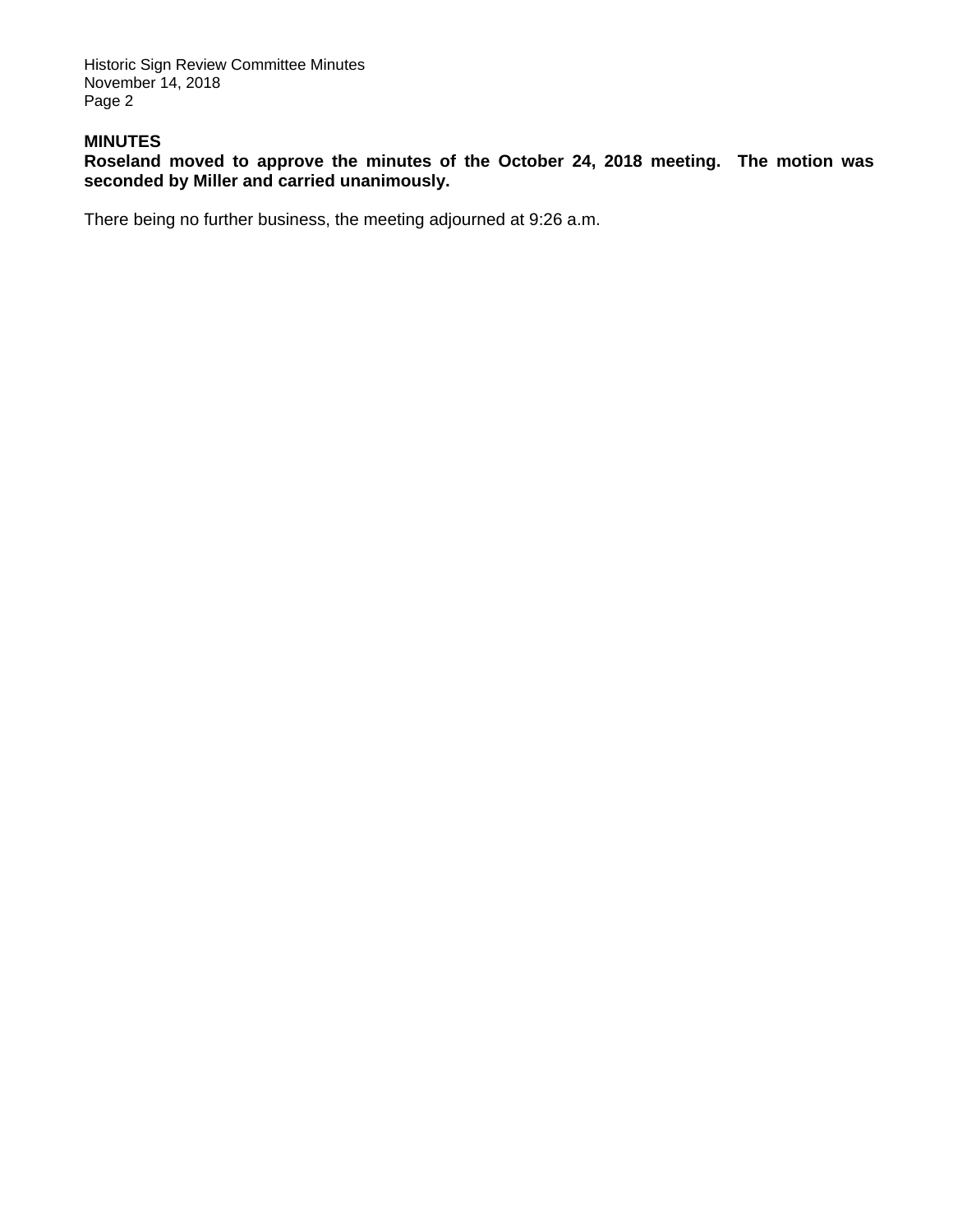**MINUTES**

**Roseland moved to approve the minutes of the October 24, 2018 meeting. The motion was seconded by Miller and carried unanimously.**

There being no further business, the meeting adjourned at 9:26 a.m.